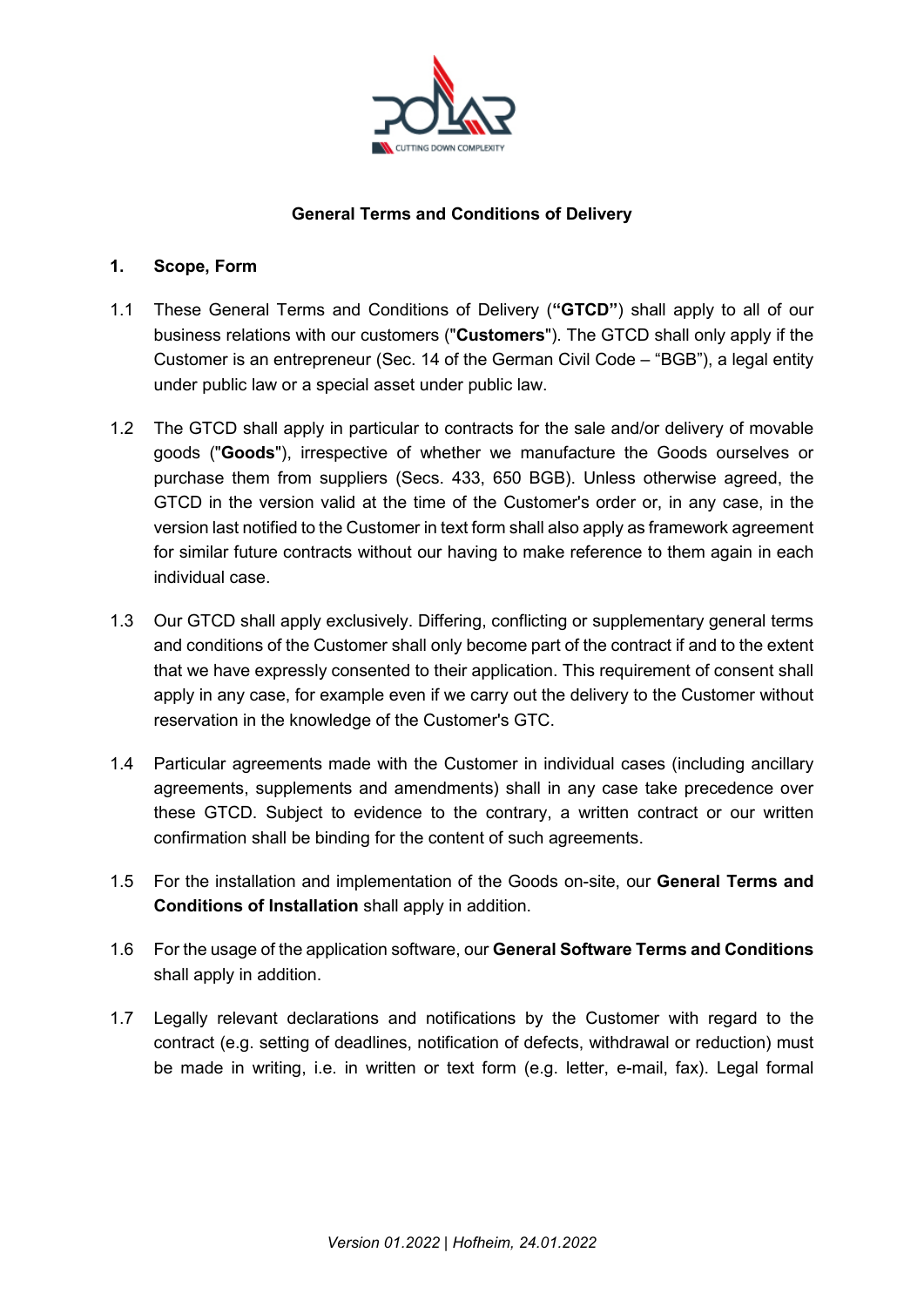# General Terms and Conditions of Delivery

## 1. Scope, Form

1.1 These General Terms and Conditions of Delivery (**"GTCD"**) shall apply to all of our business relations with our customers ("**Customers**"). The GTCD shall only apply if the Customer is an entrepreneur (Sec. 14 of the German Civil Code – "BGB"), a legal entity under public law or a special asset under public law.

1.2 The GTCD shall apply in particular to contracts for the sale and/or delivery of movable goods ("**Goods**"), irrespective of whether we manufacture the Goods ourselves or purchase them from suppliers (Secs. 433, 650 BGB). Unless otherwise agreed, the GTCD in the version valid at the time of the Customer's order or, in any case, in the version last notified to the Customer in text form shall also apply as framework agreement for similar future contracts without our having to make reference to them again in each individual case.

1.3 Our GTCD shall apply exclusively. Differing, conflicting or supplementary general terms and conditions of the Customer shall only become part of the contract if and to the extent that we have expressly consented to their application. This requirement of consent shall apply in any case, for example even if we carry out the delivery to the Customer without reservation in the knowledge of the Customer's GTC.

1.4 Particular agreements made with the Customer in individual cases (including ancillary agreements, supplements and amendments) shall in any case take precedence over these GTCD. Subject to evidence to the contrary, a written contract or our written confirmation shall be binding for the content of such agreements.

1.5 For the installation and implementation of the Goods on-site, our **General Terms and Conditions of Installation** shall apply in addition.

1.6 For the usage of the application software, our **General Software Terms and Conditions** shall apply in addition.

1.7 Legally relevant declarations and notifications by the Customer with regard to the contract (e.g. setting of deadlines, notification of defects, withdrawal or reduction) must be made in writing, i.e. in written or text form (e.g. letter, e-mail, fax). Legal formal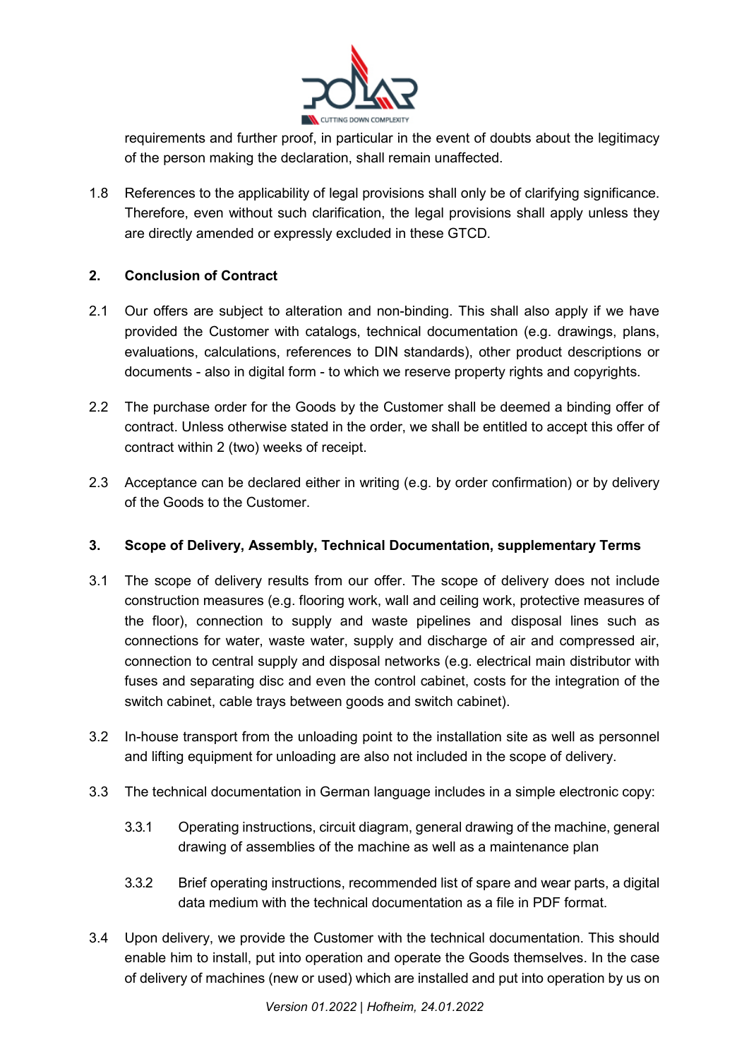requirements and further proof, in particular in the event of doubts about the legitimacy of the person making the declaration, shall remain unaffected.

1.8 References to the applicability of legal provisions shall only be of clarifying significance. Therefore, even without such clarification, the legal provisions shall apply unless they are directly amended or expressly excluded in these GTCD.

## 2. Conclusion of Contract

2.1 Our offers are subject to alteration and non-binding. This shall also apply if we have provided the Customer with catalogs, technical documentation (e.g. drawings, plans, evaluations, calculations, references to DIN standards), other product descriptions or documents - also in digital form - to which we reserve property rights and copyrights.

2.2 The purchase order for the Goods by the Customer shall be deemed a binding offer of contract. Unless otherwise stated in the order, we shall be entitled to accept this offer of contract within 2 (two) weeks of receipt.

2.3 Acceptance can be declared either in writing (e.g. by order confirmation) or by delivery of the Goods to the Customer.

## 3. Scope of Delivery, Assembly, Technical Documentation, supplementary Terms

3.1 The scope of delivery results from our offer. The scope of delivery does not include construction measures (e.g. flooring work, wall and ceiling work, protective measures of the floor), connection to supply and waste pipelines and disposal lines such as connections for water, waste water, supply and discharge of air and compressed air, connection to central supply and disposal networks (e.g. electrical main distributor with fuses and separating disc and even the control cabinet, costs for the integration of the switch cabinet, cable trays between goods and switch cabinet).

3.2 In-house transport from the unloading point to the installation site as well as personnel and lifting equipment for unloading are also not included in the scope of delivery.

3.3 The technical documentation in German language includes in a simple electronic copy:

3.3.1 Operating instructions, circuit diagram, general drawing of the machine, general drawing of assemblies of the machine as well as a maintenance plan

3.3.2 Brief operating instructions, recommended list of spare and wear parts, a digital data medium with the technical documentation as a file in PDF format.

3.4 Upon delivery, we provide the Customer with the technical documentation. This should enable him to install, put into operation and operate the Goods themselves. In the case of delivery of machines (new or used) which are installed and put into operation by us on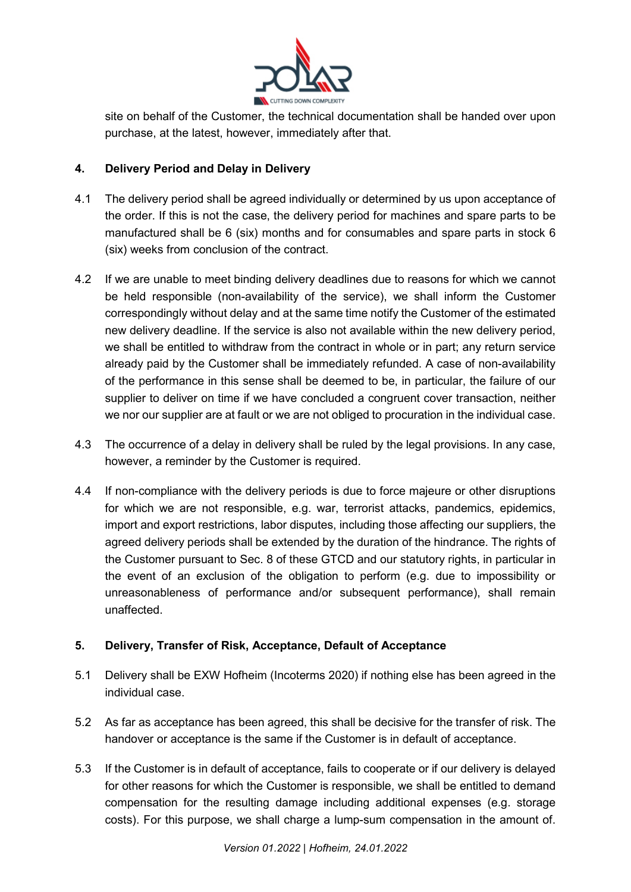site on behalf of the Customer, the technical documentation shall be handed over upon purchase, at the latest, however, immediately after that.

## 4. Delivery Period and Delay in Delivery

4.1 The delivery period shall be agreed individually or determined by us upon acceptance of the order. If this is not the case, the delivery period for machines and spare parts to be manufactured shall be 6 (six) months and for consumables and spare parts in stock 6 (six) weeks from conclusion of the contract.

4.2 If we are unable to meet binding delivery deadlines due to reasons for which we cannot be held responsible (non-availability of the service), we shall inform the Customer correspondingly without delay and at the same time notify the Customer of the estimated new delivery deadline. If the service is also not available within the new delivery period, we shall be entitled to withdraw from the contract in whole or in part; any return service already paid by the Customer shall be immediately refunded. A case of non-availability of the performance in this sense shall be deemed to be, in particular, the failure of our supplier to deliver on time if we have concluded a congruent cover transaction, neither we nor our supplier are at fault or we are not obliged to procuration in the individual case.

4.3 The occurrence of a delay in delivery shall be ruled by the legal provisions. In any case, however, a reminder by the Customer is required.

4.4 If non-compliance with the delivery periods is due to force majeure or other disruptions for which we are not responsible, e.g. war, terrorist attacks, pandemics, epidemics, import and export restrictions, labor disputes, including those affecting our suppliers, the agreed delivery periods shall be extended by the duration of the hindrance. The rights of the Customer pursuant to Sec. 8 of these GTCD and our statutory rights, in particular in the event of an exclusion of the obligation to perform (e.g. due to impossibility or unreasonableness of performance and/or subsequent performance), shall remain unaffected.

## 5. Delivery, Transfer of Risk, Acceptance, Default of Acceptance

5.1 Delivery shall be EXW Hofheim (Incoterms 2020) if nothing else has been agreed in the individual case.

5.2 As far as acceptance has been agreed, this shall be decisive for the transfer of risk. The handover or acceptance is the same if the Customer is in default of acceptance.

5.3 If the Customer is in default of acceptance, fails to cooperate or if our delivery is delayed for other reasons for which the Customer is responsible, we shall be entitled to demand compensation for the resulting damage including additional expenses (e.g. storage costs). For this purpose, we shall charge a lump-sum compensation in the amount of.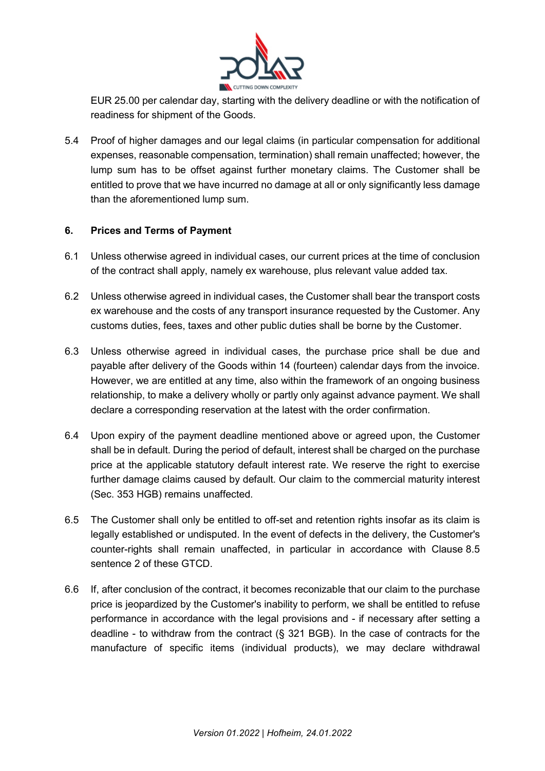EUR 25.00 per calendar day, starting with the delivery deadline or with the notification of readiness for shipment of the Goods.

5.4 Proof of higher damages and our legal claims (in particular compensation for additional expenses, reasonable compensation, termination) shall remain unaffected; however, the lump sum has to be offset against further monetary claims. The Customer shall be entitled to prove that we have incurred no damage at all or only significantly less damage than the aforementioned lump sum.

## 6. Prices and Terms of Payment

6.1 Unless otherwise agreed in individual cases, our current prices at the time of conclusion of the contract shall apply, namely ex warehouse, plus relevant value added tax.

6.2 Unless otherwise agreed in individual cases, the Customer shall bear the transport costs ex warehouse and the costs of any transport insurance requested by the Customer. Any customs duties, fees, taxes and other public duties shall be borne by the Customer.

6.3 Unless otherwise agreed in individual cases, the purchase price shall be due and payable after delivery of the Goods within 14 (fourteen) calendar days from the invoice. However, we are entitled at any time, also within the framework of an ongoing business relationship, to make a delivery wholly or partly only against advance payment. We shall declare a corresponding reservation at the latest with the order confirmation.

6.4 Upon expiry of the payment deadline mentioned above or agreed upon, the Customer shall be in default. During the period of default, interest shall be charged on the purchase price at the applicable statutory default interest rate. We reserve the right to exercise further damage claims caused by default. Our claim to the commercial maturity interest (Sec. 353 HGB) remains unaffected.

6.5 The Customer shall only be entitled to off-set and retention rights insofar as its claim is legally established or undisputed. In the event of defects in the delivery, the Customer's counter-rights shall remain unaffected, in particular in accordance with Clause 8.5 sentence 2 of these GTCD.

6.6 If, after conclusion of the contract, it becomes reconizable that our claim to the purchase price is jeopardized by the Customer's inability to perform, we shall be entitled to refuse performance in accordance with the legal provisions and - if necessary after setting a deadline - to withdraw from the contract (§ 321 BGB). In the case of contracts for the manufacture of specific items (individual products), we may declare withdrawal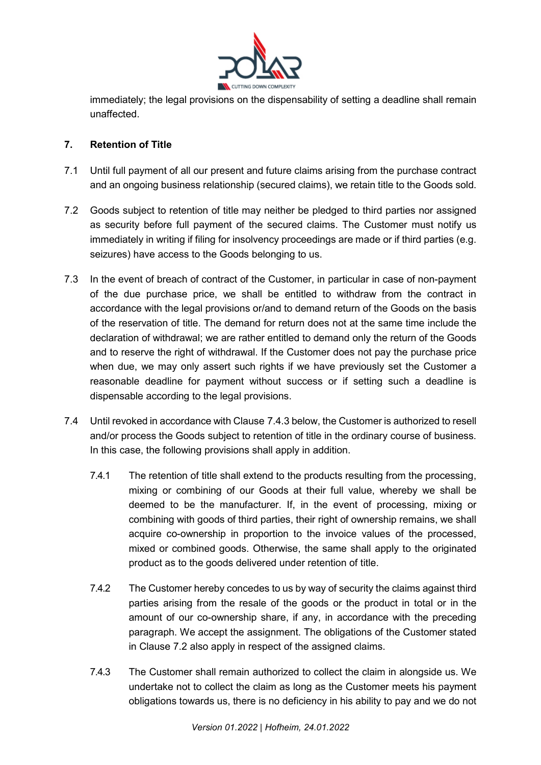immediately; the legal provisions on the dispensability of setting a deadline shall remain unaffected.

## 7. Retention of Title

7.1 Until full payment of all our present and future claims arising from the purchase contract and an ongoing business relationship (secured claims), we retain title to the Goods sold.

7.2 Goods subject to retention of title may neither be pledged to third parties nor assigned as security before full payment of the secured claims. The Customer must notify us immediately in writing if filing for insolvency proceedings are made or if third parties (e.g. seizures) have access to the Goods belonging to us.

7.3 In the event of breach of contract of the Customer, in particular in case of non-payment of the due purchase price, we shall be entitled to withdraw from the contract in accordance with the legal provisions or/and to demand return of the Goods on the basis of the reservation of title. The demand for return does not at the same time include the declaration of withdrawal; we are rather entitled to demand only the return of the Goods and to reserve the right of withdrawal. If the Customer does not pay the purchase price when due, we may only assert such rights if we have previously set the Customer a reasonable deadline for payment without success or if setting such a deadline is dispensable according to the legal provisions.

7.4 Until revoked in accordance with Clause 7.4.3 below, the Customer is authorized to resell and/or process the Goods subject to retention of title in the ordinary course of business. In this case, the following provisions shall apply in addition.

7.4.1 The retention of title shall extend to the products resulting from the processing, mixing or combining of our Goods at their full value, whereby we shall be deemed to be the manufacturer. If, in the event of processing, mixing or combining with goods of third parties, their right of ownership remains, we shall acquire co-ownership in proportion to the invoice values of the processed, mixed or combined goods. Otherwise, the same shall apply to the originated product as to the goods delivered under retention of title.

7.4.2 The Customer hereby concedes to us by way of security the claims against third parties arising from the resale of the goods or the product in total or in the amount of our co-ownership share, if any, in accordance with the preceding paragraph. We accept the assignment. The obligations of the Customer stated in Clause 7.2 also apply in respect of the assigned claims.

7.4.3 The Customer shall remain authorized to collect the claim in alongside us. We undertake not to collect the claim as long as the Customer meets his payment obligations towards us, there is no deficiency in his ability to pay and we do not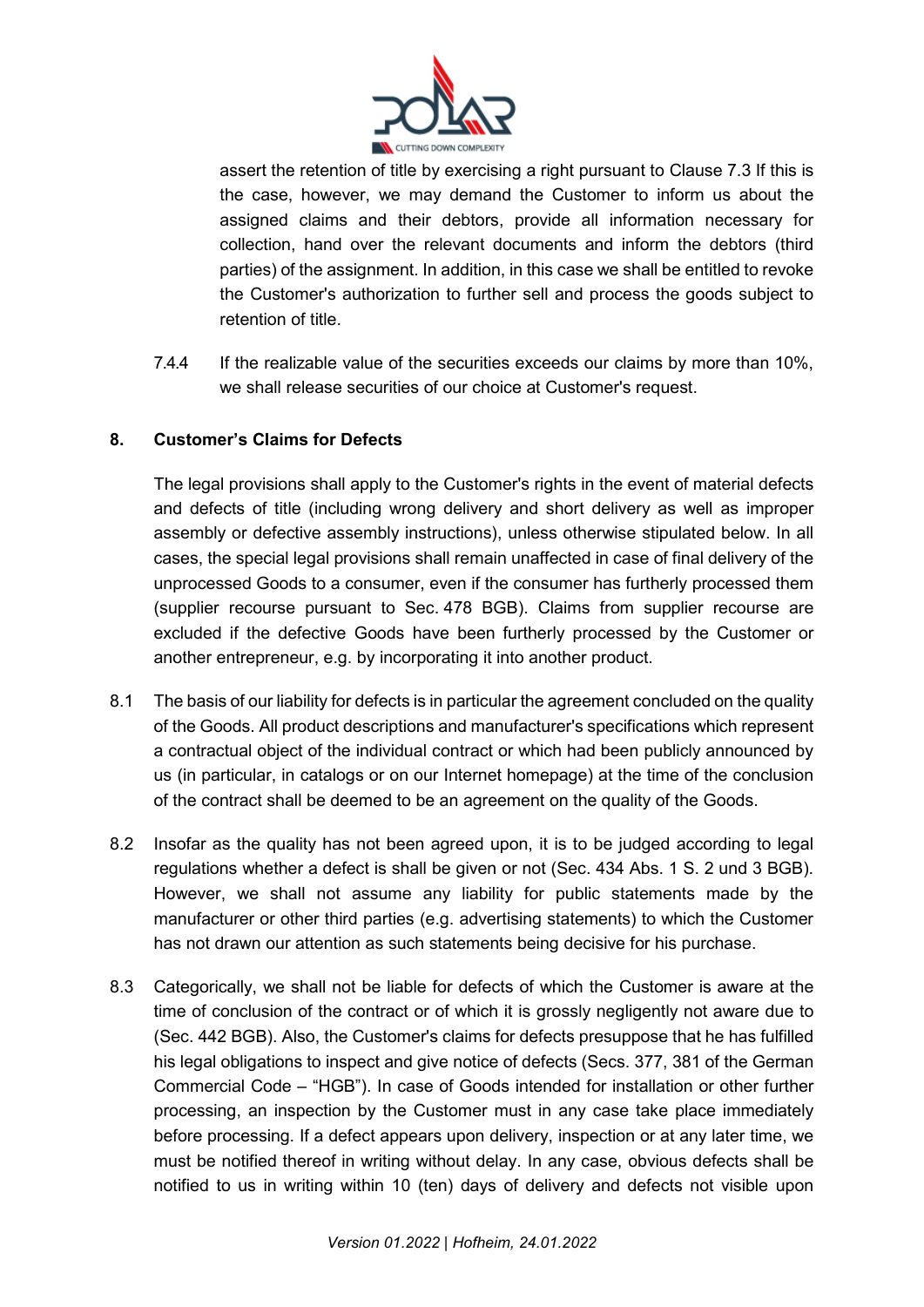assert the retention of title by exercising a right pursuant to Clause 7.3 If this is the case, however, we may demand the Customer to inform us about the assigned claims and their debtors, provide all information necessary for collection, hand over the relevant documents and inform the debtors (third parties) of the assignment. In addition, in this case we shall be entitled to revoke the Customer's authorization to further sell and process the goods subject to retention of title.

7.4.4 If the realizable value of the securities exceeds our claims by more than 10%, we shall release securities of our choice at Customer's request.

## 8. Customer's Claims for Defects

The legal provisions shall apply to the Customer's rights in the event of material defects and defects of title (including wrong delivery and short delivery as well as improper assembly or defective assembly instructions), unless otherwise stipulated below. In all cases, the special legal provisions shall remain unaffected in case of final delivery of the unprocessed Goods to a consumer, even if the consumer has furtherly processed them (supplier recourse pursuant to Sec. 478 BGB). Claims from supplier recourse are excluded if the defective Goods have been furtherly processed by the Customer or another entrepreneur, e.g. by incorporating it into another product.

8.1 The basis of our liability for defects is in particular the agreement concluded on the quality of the Goods. All product descriptions and manufacturer's specifications which represent a contractual object of the individual contract or which had been publicly announced by us (in particular, in catalogs or on our Internet homepage) at the time of the conclusion of the contract shall be deemed to be an agreement on the quality of the Goods.

8.2 Insofar as the quality has not been agreed upon, it is to be judged according to legal regulations whether a defect is shall be given or not (Sec. 434 Abs. 1 S. 2 und 3 BGB). However, we shall not assume any liability for public statements made by the manufacturer or other third parties (e.g. advertising statements) to which the Customer has not drawn our attention as such statements being decisive for his purchase.

8.3 Categorically, we shall not be liable for defects of which the Customer is aware at the time of conclusion of the contract or of which it is grossly negligently not aware due to (Sec. 442 BGB). Also, the Customer's claims for defects presuppose that he has fulfilled his legal obligations to inspect and give notice of defects (Secs. 377, 381 of the German Commercial Code – "HGB"). In case of Goods intended for installation or other further processing, an inspection by the Customer must in any case take place immediately before processing. If a defect appears upon delivery, inspection or at any later time, we must be notified thereof in writing without delay. In any case, obvious defects shall be notified to us in writing within 10 (ten) days of delivery and defects not visible upon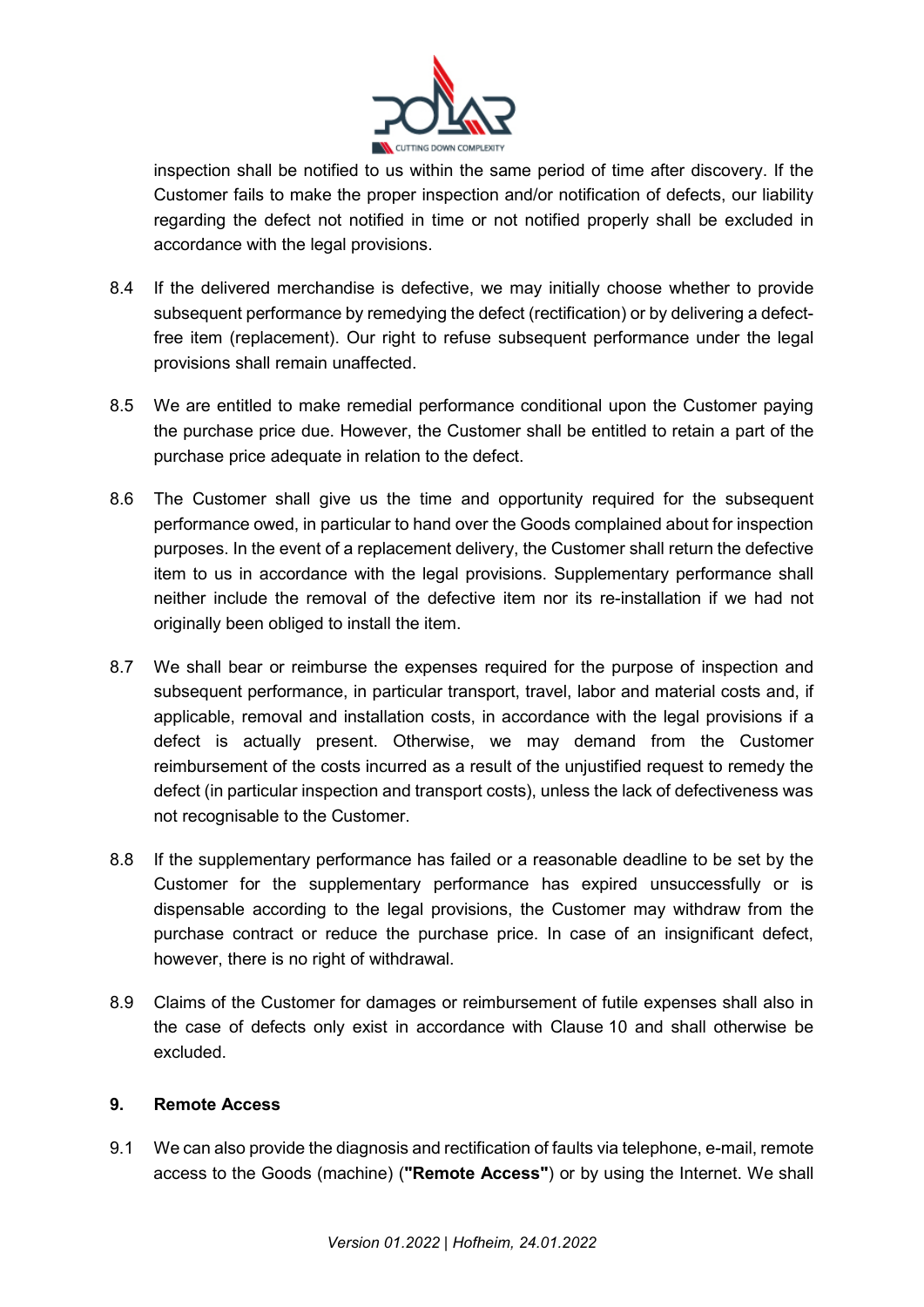inspection shall be notified to us within the same period of time after discovery. If the Customer fails to make the proper inspection and/or notification of defects, our liability regarding the defect not notified in time or not notified properly shall be excluded in accordance with the legal provisions.

8.4 If the delivered merchandise is defective, we may initially choose whether to provide subsequent performance by remedying the defect (rectification) or by delivering a defect-free item (replacement). Our right to refuse subsequent performance under the legal provisions shall remain unaffected.

8.5 We are entitled to make remedial performance conditional upon the Customer paying the purchase price due. However, the Customer shall be entitled to retain a part of the purchase price adequate in relation to the defect.

8.6 The Customer shall give us the time and opportunity required for the subsequent performance owed, in particular to hand over the Goods complained about for inspection purposes. In the event of a replacement delivery, the Customer shall return the defective item to us in accordance with the legal provisions. Supplementary performance shall neither include the removal of the defective item nor its re-installation if we had not originally been obliged to install the item.

8.7 We shall bear or reimburse the expenses required for the purpose of inspection and subsequent performance, in particular transport, travel, labor and material costs and, if applicable, removal and installation costs, in accordance with the legal provisions if a defect is actually present. Otherwise, we may demand from the Customer reimbursement of the costs incurred as a result of the unjustified request to remedy the defect (in particular inspection and transport costs), unless the lack of defectiveness was not recognisable to the Customer.

8.8 If the supplementary performance has failed or a reasonable deadline to be set by the Customer for the supplementary performance has expired unsuccessfully or is dispensable according to the legal provisions, the Customer may withdraw from the purchase contract or reduce the purchase price. In case of an insignificant defect, however, there is no right of withdrawal.

8.9 Claims of the Customer for damages or reimbursement of futile expenses shall also in the case of defects only exist in accordance with Clause 10 and shall otherwise be excluded.

## 9. Remote Access

9.1 We can also provide the diagnosis and rectification of faults via telephone, e-mail, remote access to the Goods (machine) (**"Remote Access"**) or by using the Internet. We shall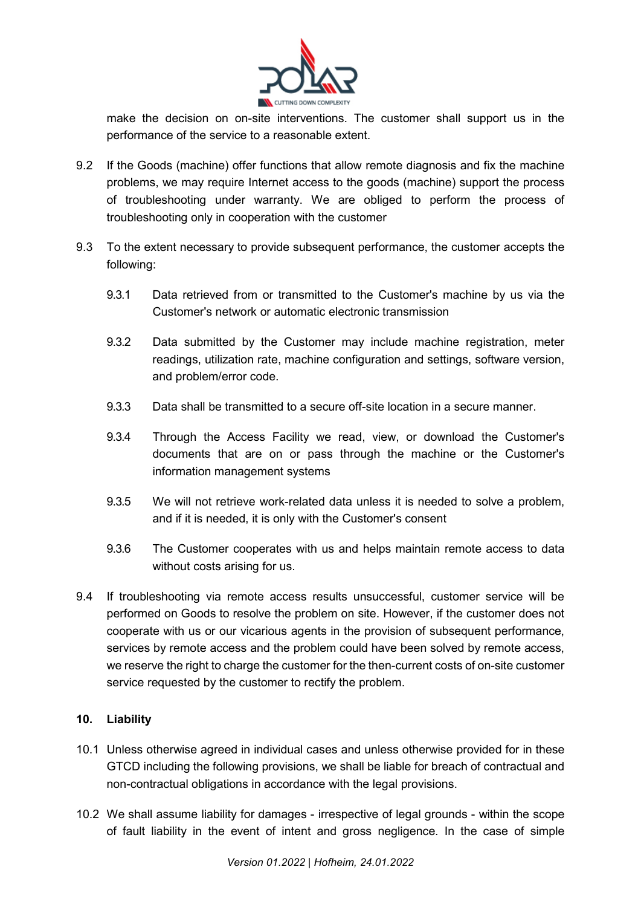make the decision on on-site interventions. The customer shall support us in the performance of the service to a reasonable extent.

9.2 If the Goods (machine) offer functions that allow remote diagnosis and fix the machine problems, we may require Internet access to the goods (machine) support the process of troubleshooting under warranty. We are obliged to perform the process of troubleshooting only in cooperation with the customer

9.3 To the extent necessary to provide subsequent performance, the customer accepts the following:

9.3.1 Data retrieved from or transmitted to the Customer's machine by us via the Customer's network or automatic electronic transmission

9.3.2 Data submitted by the Customer may include machine registration, meter readings, utilization rate, machine configuration and settings, software version, and problem/error code.

9.3.3 Data shall be transmitted to a secure off-site location in a secure manner.

9.3.4 Through the Access Facility we read, view, or download the Customer's documents that are on or pass through the machine or the Customer's information management systems

9.3.5 We will not retrieve work-related data unless it is needed to solve a problem, and if it is needed, it is only with the Customer's consent

9.3.6 The Customer cooperates with us and helps maintain remote access to data without costs arising for us.

9.4 If troubleshooting via remote access results unsuccessful, customer service will be performed on Goods to resolve the problem on site. However, if the customer does not cooperate with us or our vicarious agents in the provision of subsequent performance, services by remote access and the problem could have been solved by remote access, we reserve the right to charge the customer for the then-current costs of on-site customer service requested by the customer to rectify the problem.

## 10. Liability

10.1 Unless otherwise agreed in individual cases and unless otherwise provided for in these GTCD including the following provisions, we shall be liable for breach of contractual and non-contractual obligations in accordance with the legal provisions.

10.2 We shall assume liability for damages - irrespective of legal grounds - within the scope of fault liability in the event of intent and gross negligence. In the case of simple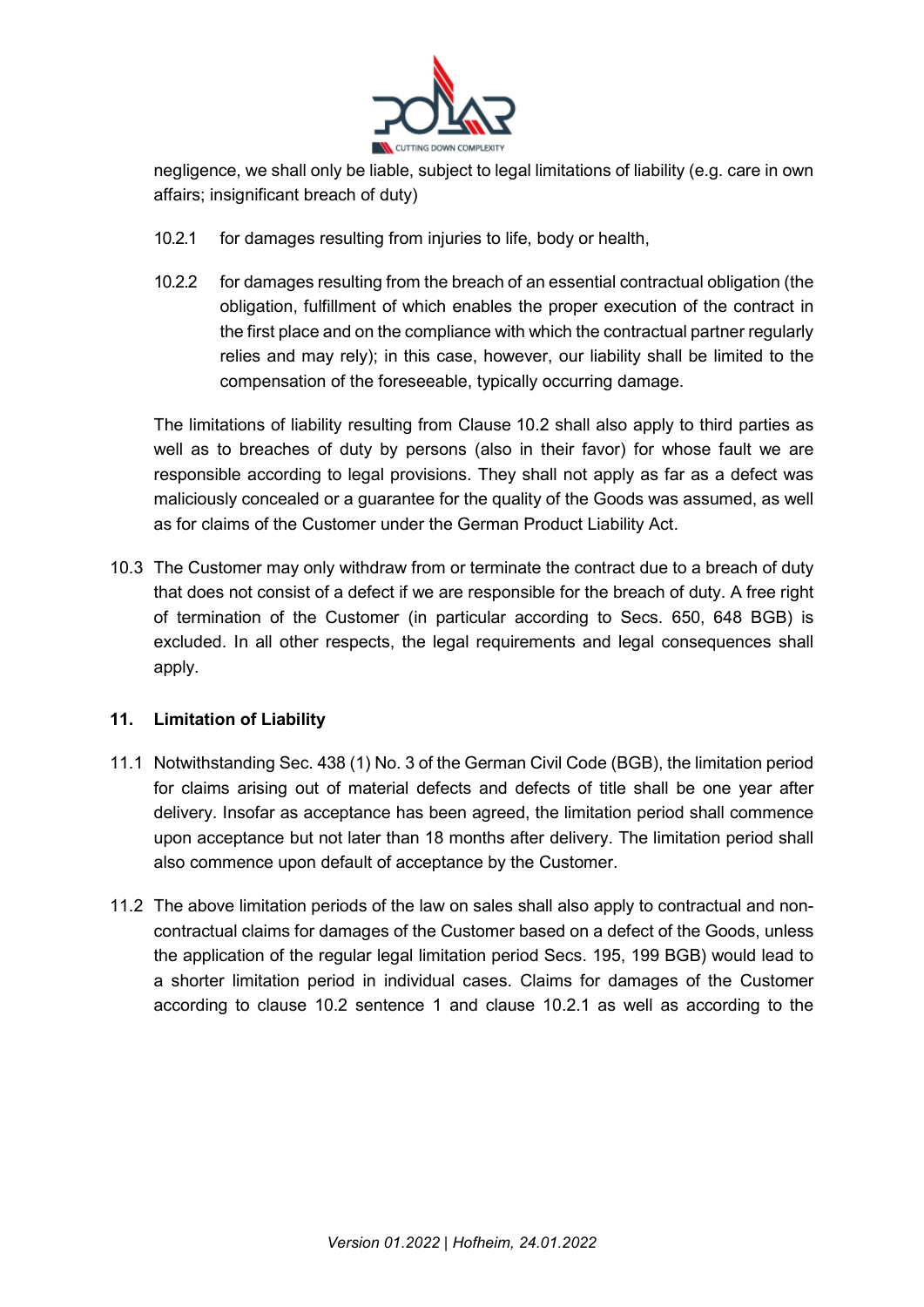negligence, we shall only be liable, subject to legal limitations of liability (e.g. care in own affairs; insignificant breach of duty)

10.2.1 for damages resulting from injuries to life, body or health,

10.2.2 for damages resulting from the breach of an essential contractual obligation (the obligation, fulfillment of which enables the proper execution of the contract in the first place and on the compliance with which the contractual partner regularly relies and may rely); in this case, however, our liability shall be limited to the compensation of the foreseeable, typically occurring damage.

The limitations of liability resulting from Clause 10.2 shall also apply to third parties as well as to breaches of duty by persons (also in their favor) for whose fault we are responsible according to legal provisions. They shall not apply as far as a defect was maliciously concealed or a guarantee for the quality of the Goods was assumed, as well as for claims of the Customer under the German Product Liability Act.

10.3 The Customer may only withdraw from or terminate the contract due to a breach of duty that does not consist of a defect if we are responsible for the breach of duty. A free right of termination of the Customer (in particular according to Secs. 650, 648 BGB) is excluded. In all other respects, the legal requirements and legal consequences shall apply.

## 11. Limitation of Liability

11.1 Notwithstanding Sec. 438 (1) No. 3 of the German Civil Code (BGB), the limitation period for claims arising out of material defects and defects of title shall be one year after delivery. Insofar as acceptance has been agreed, the limitation period shall commence upon acceptance but not later than 18 months after delivery. The limitation period shall also commence upon default of acceptance by the Customer.

11.2 The above limitation periods of the law on sales shall also apply to contractual and non-contractual claims for damages of the Customer based on a defect of the Goods, unless the application of the regular legal limitation period Secs. 195, 199 BGB) would lead to a shorter limitation period in individual cases. Claims for damages of the Customer according to clause 10.2 sentence 1 and clause 10.2.1 as well as according to the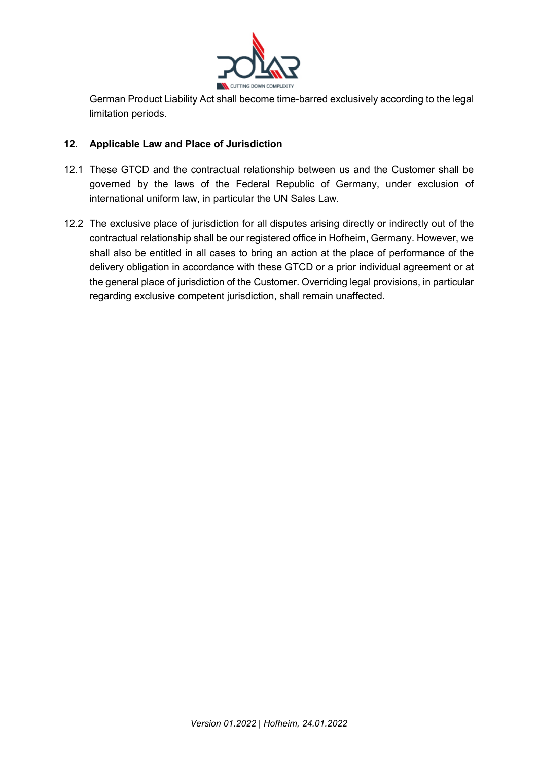German Product Liability Act shall become time-barred exclusively according to the legal limitation periods.

## 12. Applicable Law and Place of Jurisdiction

12.1 These GTCD and the contractual relationship between us and the Customer shall be governed by the laws of the Federal Republic of Germany, under exclusion of international uniform law, in particular the UN Sales Law.

12.2 The exclusive place of jurisdiction for all disputes arising directly or indirectly out of the contractual relationship shall be our registered office in Hofheim, Germany. However, we shall also be entitled in all cases to bring an action at the place of performance of the delivery obligation in accordance with these GTCD or a prior individual agreement or at the general place of jurisdiction of the Customer. Overriding legal provisions, in particular regarding exclusive competent jurisdiction, shall remain unaffected.

*Version 01.2022 | Hofheim, 24.01.2022*